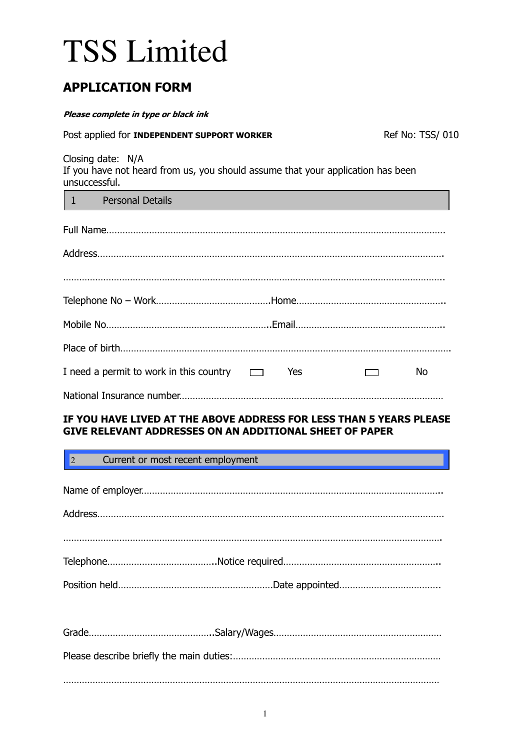# TSS Limited

## APPLICATION FORM

***Please complete in type or black ink***

Post applied for **INDEPENDENT SUPPORT WORKER** Ref No: TSS/ 010

Closing date: N/A
If you have not heard from us, you should assume that your application has been unsuccessful.

### 1 Personal Details

Full Name……………………………………………………………………………………………………………….

Address………………………………………………………………………………………………………………….

………………………………………………………………………………………………………………………………..

Telephone No – Work……………………………………Home………………………………………………..

Mobile No…………………………………………………….Email………………………………………………..

Place of birth…………………………………………………………………………………………………………….

I need a permit to work in this country ☐ Yes ☐ No

National Insurance number………………………………………………………………………………………

**IF YOU HAVE LIVED AT THE ABOVE ADDRESS FOR LESS THAN 5 YEARS PLEASE GIVE RELEVANT ADDRESSES ON AN ADDITIONAL SHEET OF PAPER**

### 2 Current or most recent employment

Name of employer……………………………………………………………………………………………………..

Address…………………………………………………………………………………………………………………….

………………………………………………………………………………………………………………………………

Telephone…………………………………..Notice required…………………………………………………..

Position held…………………………………………………Date appointed………………………………..

Grade………………………………………..Salary/Wages……………………………………………………

Please describe briefly the main duties:……………………………………………………………………

………………………………………………………………………………………………………………………………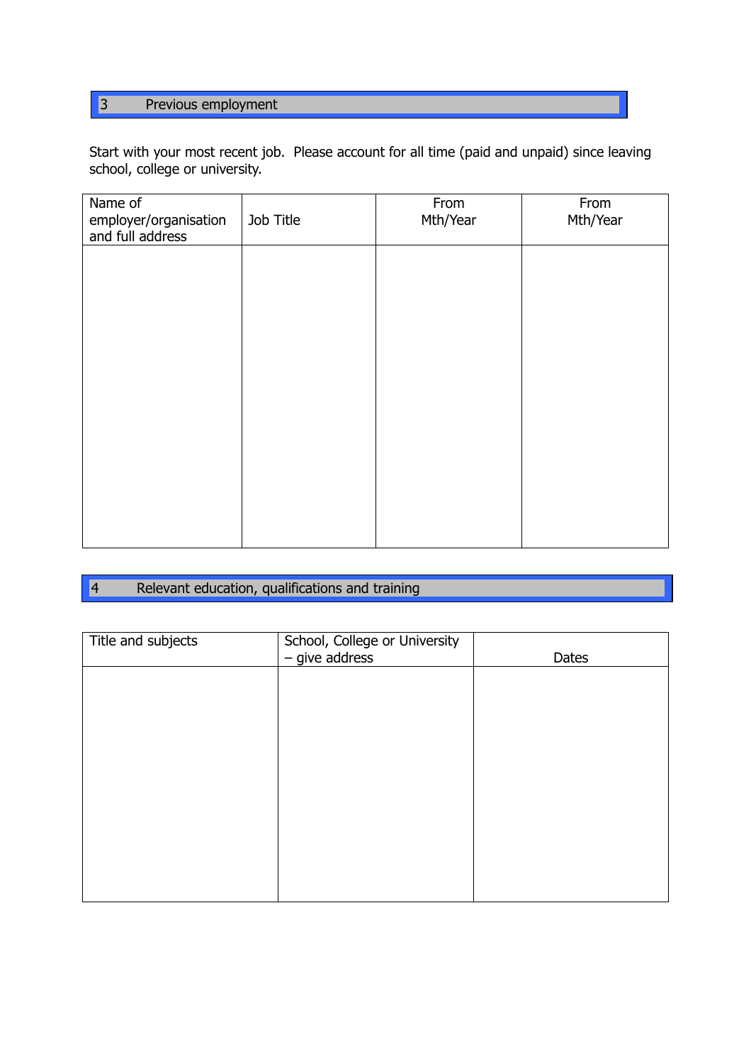## 3 Previous employment

Start with your most recent job. Please account for all time (paid and unpaid) since leaving school, college or university.

| Name of employer/organisation and full address | Job Title | From Mth/Year | From Mth/Year |
|---|---|---|---|
| | | | |

## 4 Relevant education, qualifications and training

| Title and subjects | School, College or University – give address | Dates |
|---|---|---|
| | | |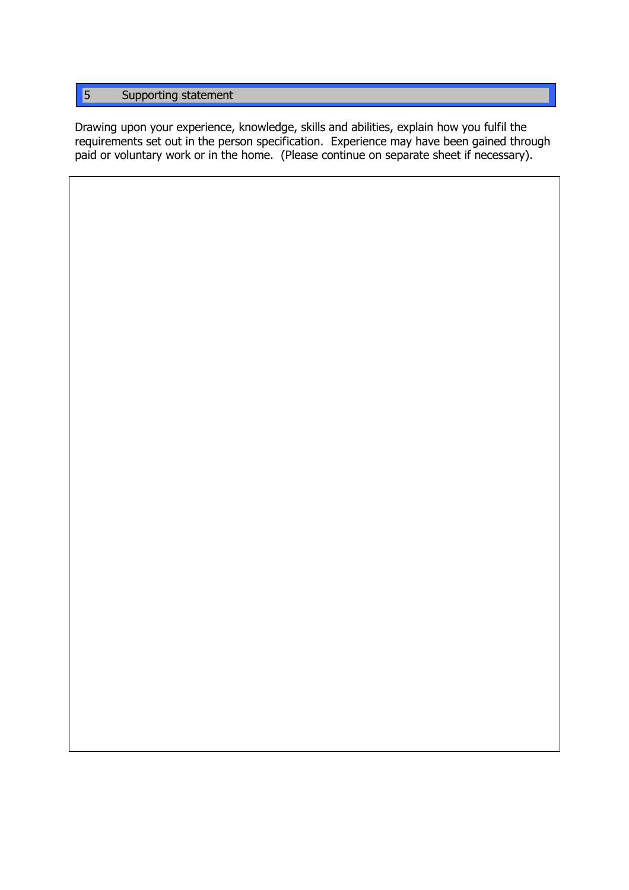## 5 Supporting statement

Drawing upon your experience, knowledge, skills and abilities, explain how you fulfil the requirements set out in the person specification. Experience may have been gained through paid or voluntary work or in the home. (Please continue on separate sheet if necessary).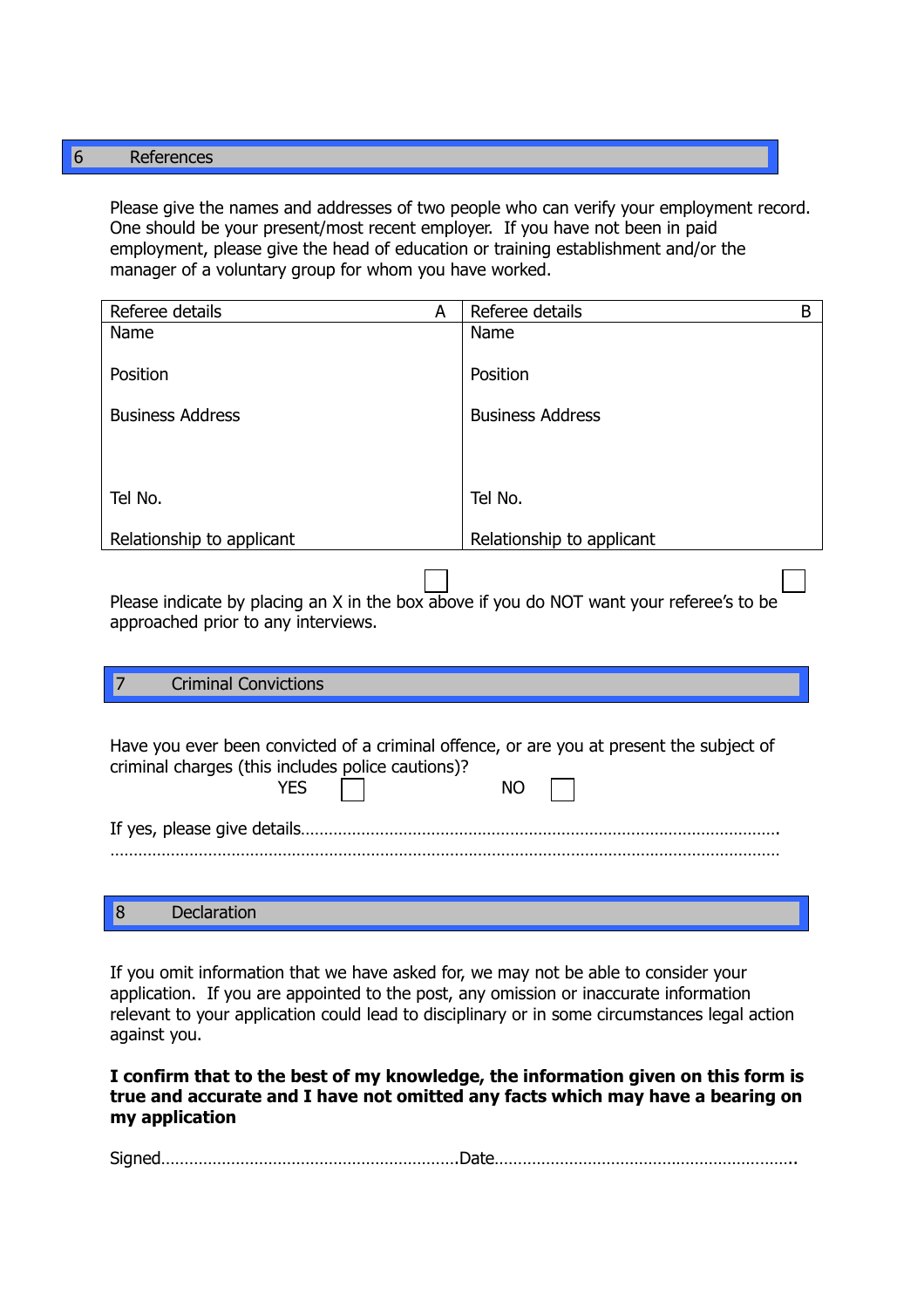## 6 References

Please give the names and addresses of two people who can verify your employment record. One should be your present/most recent employer. If you have not been in paid employment, please give the head of education or training establishment and/or the manager of a voluntary group for whom you have worked.

| Referee details A | Referee details B |
|---|---|
| Name | Name |
| Position | Position |
| Business Address | Business Address |
| Tel No. | Tel No. |
| Relationship to applicant | Relationship to applicant |

☐ ☐

Please indicate by placing an X in the box above if you do NOT want your referee's to be approached prior to any interviews.

## 7 Criminal Convictions

Have you ever been convicted of a criminal offence, or are you at present the subject of criminal charges (this includes police cautions)?

YES ☐ NO ☐

If yes, please give details…………………………………………………………………………………………
……………………………………………………………………………………………………………………

## 8 Declaration

If you omit information that we have asked for, we may not be able to consider your application. If you are appointed to the post, any omission or inaccurate information relevant to your application could lead to disciplinary or in some circumstances legal action against you.

**I confirm that to the best of my knowledge, the information given on this form is true and accurate and I have not omitted any facts which may have a bearing on my application**

Signed……………………………………………………Date…………………………………………………….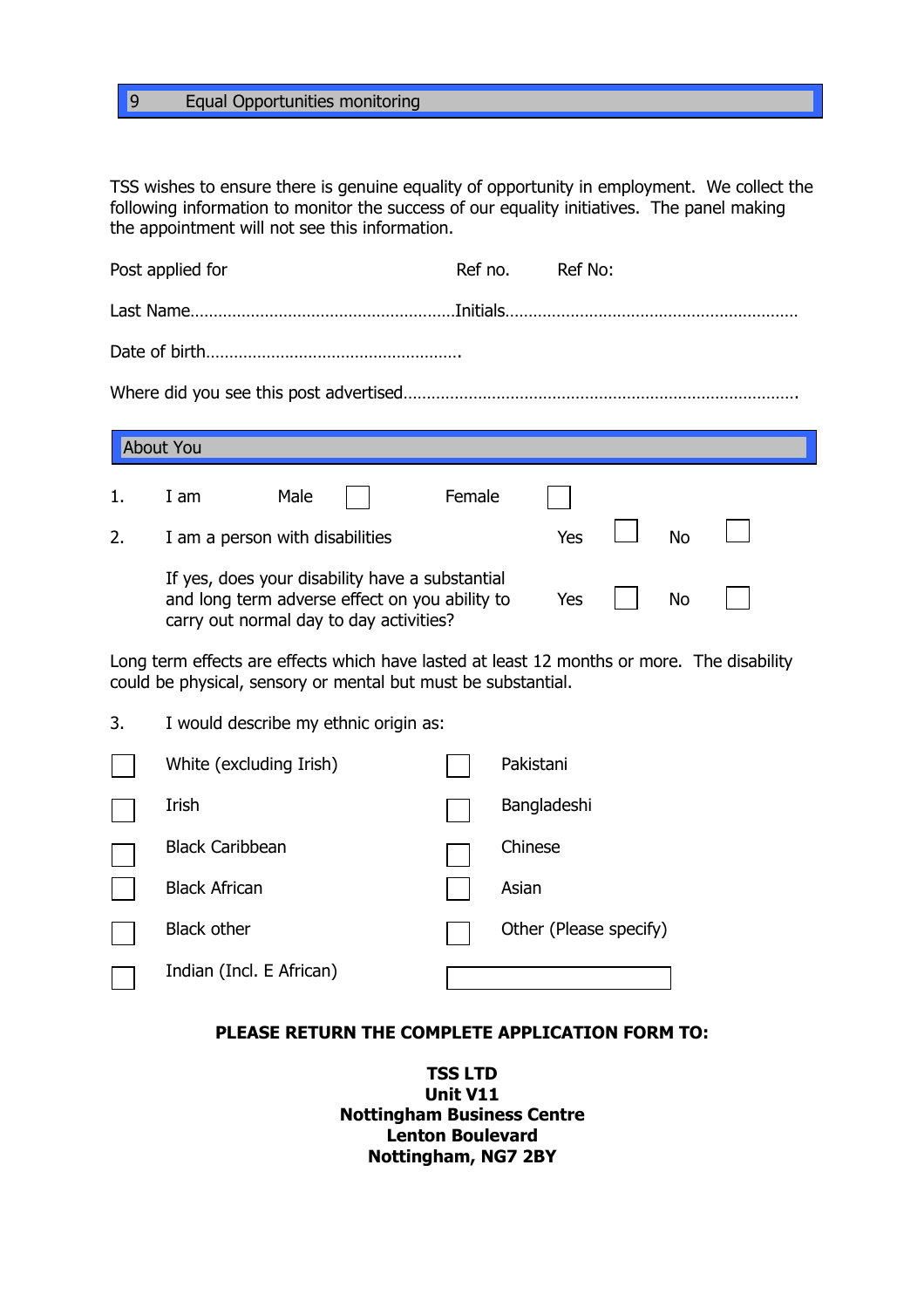## 9 Equal Opportunities monitoring

TSS wishes to ensure there is genuine equality of opportunity in employment. We collect the following information to monitor the success of our equality initiatives. The panel making the appointment will not see this information.

Post applied for Ref no. Ref No:

Last Name……………………………………………………Initials………………………………………………………

Date of birth……………………………………………….

Where did you see this post advertised………………………………………………………………………….

## About You

1. I am Male ☐ Female ☐

2. I am a person with disabilities Yes ☐ No ☐

   If yes, does your disability have a substantial and long term adverse effect on you ability to carry out normal day to day activities? Yes ☐ No ☐

Long term effects are effects which have lasted at least 12 months or more. The disability could be physical, sensory or mental but must be substantial.

3. I would describe my ethnic origin as:

| | |
|---|---|
| ☐ White (excluding Irish) | ☐ Pakistani |
| ☐ Irish | ☐ Bangladeshi |
| ☐ Black Caribbean | ☐ Chinese |
| ☐ Black African | ☐ Asian |
| ☐ Black other | ☐ Other (Please specify) |
| ☐ Indian (Incl. E African) | ______________ |

**PLEASE RETURN THE COMPLETE APPLICATION FORM TO:**

**TSS LTD**
**Unit V11**
**Nottingham Business Centre**
**Lenton Boulevard**
**Nottingham, NG7 2BY**